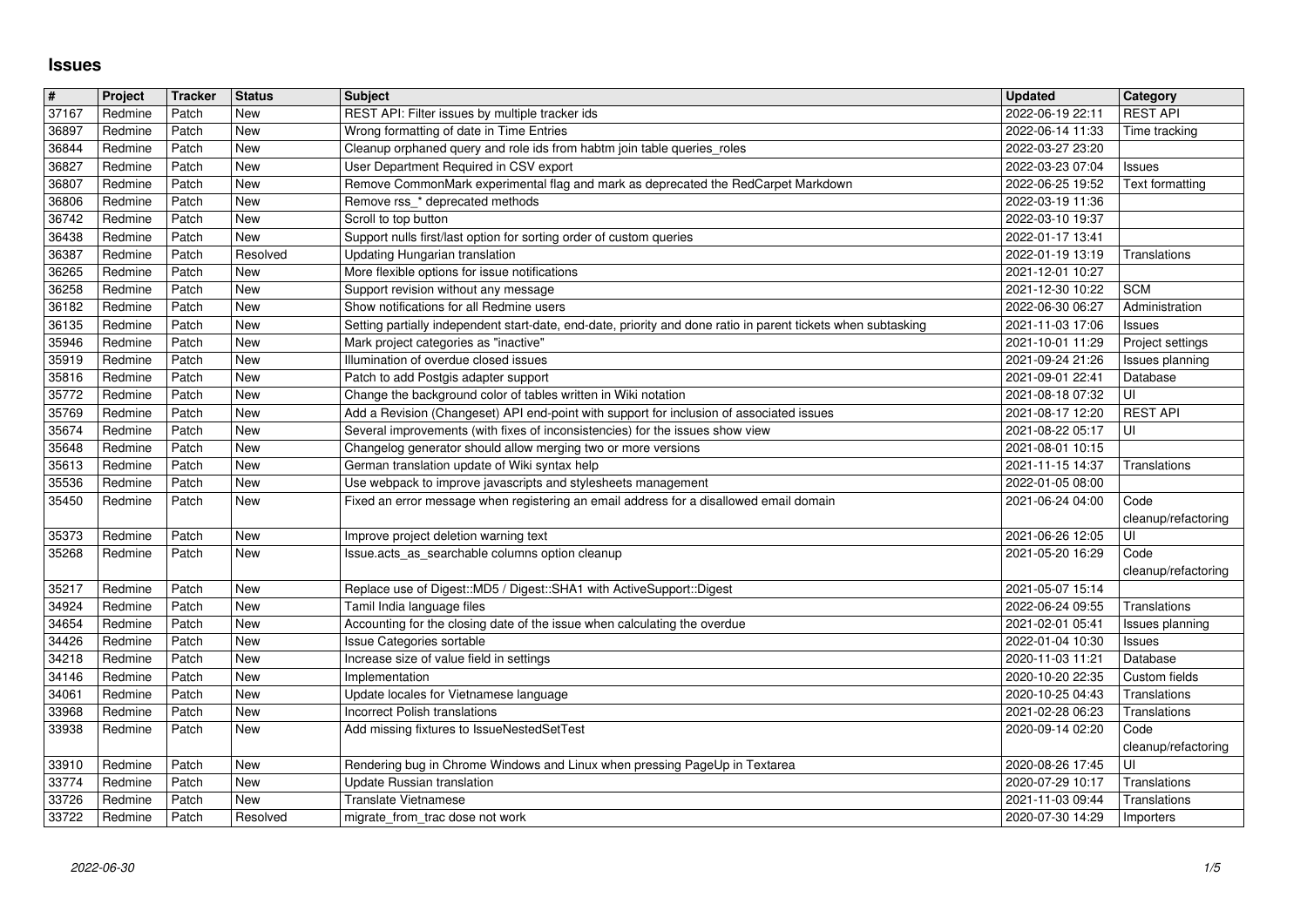# Issues

| # | Project | Tracker | Status | Subject | Updated | Category |
|---|---|---|---|---|---|---|
| 37167 | Redmine | Patch | New | REST API: Filter issues by multiple tracker ids | 2022-06-19 22:11 | REST API |
| 36897 | Redmine | Patch | New | Wrong formatting of date in Time Entries | 2022-06-14 11:33 | Time tracking |
| 36844 | Redmine | Patch | New | Cleanup orphaned query and role ids from habtm join table queries_roles | 2022-03-27 23:20 | |
| 36827 | Redmine | Patch | New | User Department Required in CSV export | 2022-03-23 07:04 | Issues |
| 36807 | Redmine | Patch | New | Remove CommonMark experimental flag and mark as deprecated the RedCarpet Markdown | 2022-06-25 19:52 | Text formatting |
| 36806 | Redmine | Patch | New | Remove rss_* deprecated methods | 2022-03-19 11:36 | |
| 36742 | Redmine | Patch | New | Scroll to top button | 2022-03-10 19:37 | |
| 36438 | Redmine | Patch | New | Support nulls first/last option for sorting order of custom queries | 2022-01-17 13:41 | |
| 36387 | Redmine | Patch | Resolved | Updating Hungarian translation | 2022-01-19 13:19 | Translations |
| 36265 | Redmine | Patch | New | More flexible options for issue notifications | 2021-12-01 10:27 | |
| 36258 | Redmine | Patch | New | Support revision without any message | 2021-12-30 10:22 | SCM |
| 36182 | Redmine | Patch | New | Show notifications for all Redmine users | 2022-06-30 06:27 | Administration |
| 36135 | Redmine | Patch | New | Setting partially independent start-date, end-date, priority and done ratio in parent tickets when subtasking | 2021-11-03 17:06 | Issues |
| 35946 | Redmine | Patch | New | Mark project categories as "inactive" | 2021-10-01 11:29 | Project settings |
| 35919 | Redmine | Patch | New | Illumination of overdue closed issues | 2021-09-24 21:26 | Issues planning |
| 35816 | Redmine | Patch | New | Patch to add Postgis adapter support | 2021-09-01 22:41 | Database |
| 35772 | Redmine | Patch | New | Change the background color of tables written in Wiki notation | 2021-08-18 07:32 | UI |
| 35769 | Redmine | Patch | New | Add a Revision (Changeset) API end-point with support for inclusion of associated issues | 2021-08-17 12:20 | REST API |
| 35674 | Redmine | Patch | New | Several improvements (with fixes of inconsistencies) for the issues show view | 2021-08-22 05:17 | UI |
| 35648 | Redmine | Patch | New | Changelog generator should allow merging two or more versions | 2021-08-01 10:15 | |
| 35613 | Redmine | Patch | New | German translation update of Wiki syntax help | 2021-11-15 14:37 | Translations |
| 35536 | Redmine | Patch | New | Use webpack to improve javascripts and stylesheets management | 2022-01-05 08:00 | |
| 35450 | Redmine | Patch | New | Fixed an error message when registering an email address for a disallowed email domain | 2021-06-24 04:00 | Code cleanup/refactoring |
| 35373 | Redmine | Patch | New | Improve project deletion warning text | 2021-06-26 12:05 | UI |
| 35268 | Redmine | Patch | New | Issue.acts_as_searchable columns option cleanup | 2021-05-20 16:29 | Code cleanup/refactoring |
| 35217 | Redmine | Patch | New | Replace use of Digest::MD5 / Digest::SHA1 with ActiveSupport::Digest | 2021-05-07 15:14 | |
| 34924 | Redmine | Patch | New | Tamil India language files | 2022-06-24 09:55 | Translations |
| 34654 | Redmine | Patch | New | Accounting for the closing date of the issue when calculating the overdue | 2021-02-01 05:41 | Issues planning |
| 34426 | Redmine | Patch | New | Issue Categories sortable | 2022-01-04 10:30 | Issues |
| 34218 | Redmine | Patch | New | Increase size of value field in settings | 2020-11-03 11:21 | Database |
| 34146 | Redmine | Patch | New | Implementation | 2020-10-20 22:35 | Custom fields |
| 34061 | Redmine | Patch | New | Update locales for Vietnamese language | 2020-10-25 04:43 | Translations |
| 33968 | Redmine | Patch | New | Incorrect Polish translations | 2021-02-28 06:23 | Translations |
| 33938 | Redmine | Patch | New | Add missing fixtures to IssueNestedSetTest | 2020-09-14 02:20 | Code cleanup/refactoring |
| 33910 | Redmine | Patch | New | Rendering bug in Chrome Windows and Linux when pressing PageUp in Textarea | 2020-08-26 17:45 | UI |
| 33774 | Redmine | Patch | New | Update Russian translation | 2020-07-29 10:17 | Translations |
| 33726 | Redmine | Patch | New | Translate Vietnamese | 2021-11-03 09:44 | Translations |
| 33722 | Redmine | Patch | Resolved | migrate_from_trac dose not work | 2020-07-30 14:29 | Importers |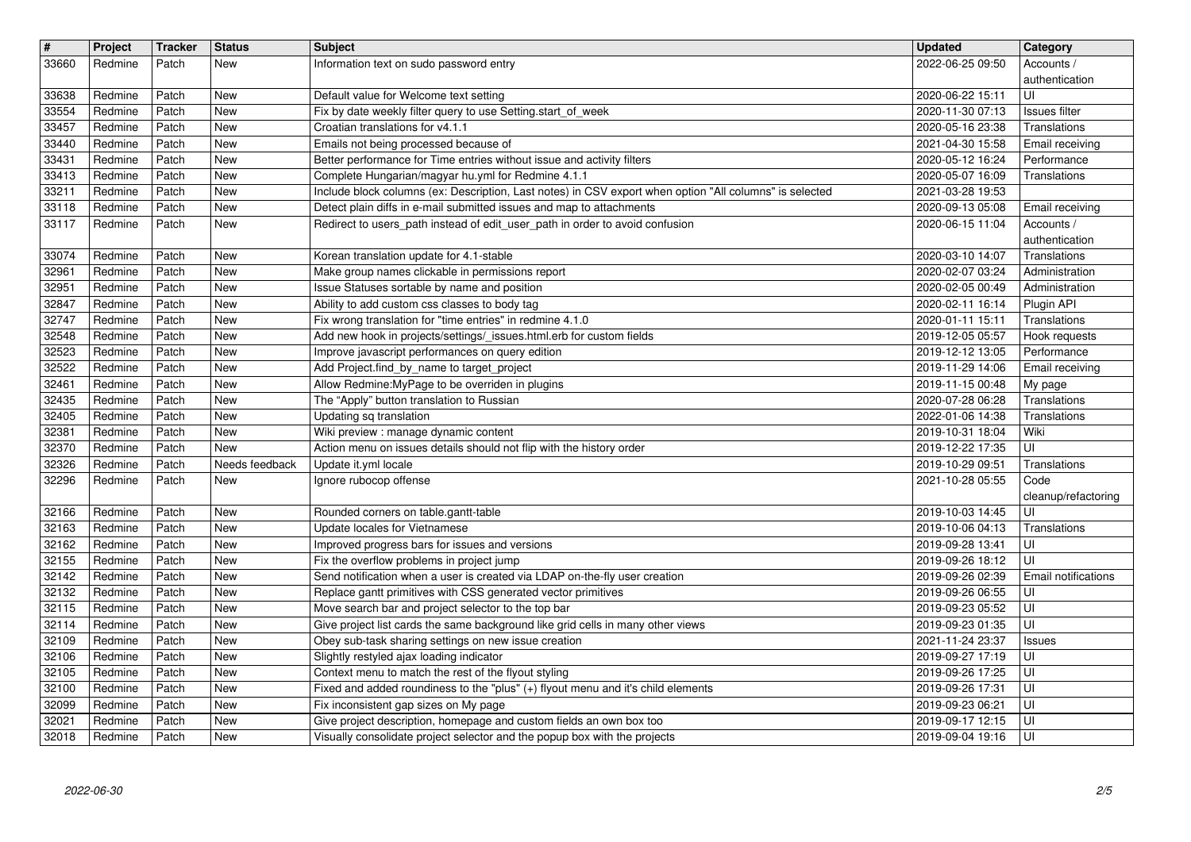| # | Project | Tracker | Status | Subject | Updated | Category |
|---|---|---|---|---|---|---|
| 33660 | Redmine | Patch | New | Information text on sudo password entry | 2022-06-25 09:50 | Accounts / authentication |
| 33638 | Redmine | Patch | New | Default value for Welcome text setting | 2020-06-22 15:11 | UI |
| 33554 | Redmine | Patch | New | Fix by date weekly filter query to use Setting.start_of_week | 2020-11-30 07:13 | Issues filter |
| 33457 | Redmine | Patch | New | Croatian translations for v4.1.1 | 2020-05-16 23:38 | Translations |
| 33440 | Redmine | Patch | New | Emails not being processed because of | 2021-04-30 15:58 | Email receiving |
| 33431 | Redmine | Patch | New | Better performance for Time entries without issue and activity filters | 2020-05-12 16:24 | Performance |
| 33413 | Redmine | Patch | New | Complete Hungarian/magyar hu.yml for Redmine 4.1.1 | 2020-05-07 16:09 | Translations |
| 33211 | Redmine | Patch | New | Include block columns (ex: Description, Last notes) in CSV export when option "All columns" is selected | 2021-03-28 19:53 | |
| 33118 | Redmine | Patch | New | Detect plain diffs in e-mail submitted issues and map to attachments | 2020-09-13 05:08 | Email receiving |
| 33117 | Redmine | Patch | New | Redirect to users_path instead of edit_user_path in order to avoid confusion | 2020-06-15 11:04 | Accounts / authentication |
| 33074 | Redmine | Patch | New | Korean translation update for 4.1-stable | 2020-03-10 14:07 | Translations |
| 32961 | Redmine | Patch | New | Make group names clickable in permissions report | 2020-02-07 03:24 | Administration |
| 32951 | Redmine | Patch | New | Issue Statuses sortable by name and position | 2020-02-05 00:49 | Administration |
| 32847 | Redmine | Patch | New | Ability to add custom css classes to body tag | 2020-02-11 16:14 | Plugin API |
| 32747 | Redmine | Patch | New | Fix wrong translation for "time entries" in redmine 4.1.0 | 2020-01-11 15:11 | Translations |
| 32548 | Redmine | Patch | New | Add new hook in projects/settings/_issues.html.erb for custom fields | 2019-12-05 05:57 | Hook requests |
| 32523 | Redmine | Patch | New | Improve javascript performances on query edition | 2019-12-12 13:05 | Performance |
| 32522 | Redmine | Patch | New | Add Project.find_by_name to target_project | 2019-11-29 14:06 | Email receiving |
| 32461 | Redmine | Patch | New | Allow Redmine:MyPage to be overriden in plugins | 2019-11-15 00:48 | My page |
| 32435 | Redmine | Patch | New | The “Apply” button translation to Russian | 2020-07-28 06:28 | Translations |
| 32405 | Redmine | Patch | New | Updating sq translation | 2022-01-06 14:38 | Translations |
| 32381 | Redmine | Patch | New | Wiki preview : manage dynamic content | 2019-10-31 18:04 | Wiki |
| 32370 | Redmine | Patch | New | Action menu on issues details should not flip with the history order | 2019-12-22 17:35 | UI |
| 32326 | Redmine | Patch | Needs feedback | Update it.yml locale | 2019-10-29 09:51 | Translations |
| 32296 | Redmine | Patch | New | Ignore rubocop offense | 2021-10-28 05:55 | Code cleanup/refactoring |
| 32166 | Redmine | Patch | New | Rounded corners on table.gantt-table | 2019-10-03 14:45 | UI |
| 32163 | Redmine | Patch | New | Update locales for Vietnamese | 2019-10-06 04:13 | Translations |
| 32162 | Redmine | Patch | New | Improved progress bars for issues and versions | 2019-09-28 13:41 | UI |
| 32155 | Redmine | Patch | New | Fix the overflow problems in project jump | 2019-09-26 18:12 | UI |
| 32142 | Redmine | Patch | New | Send notification when a user is created via LDAP on-the-fly user creation | 2019-09-26 02:39 | Email notifications |
| 32132 | Redmine | Patch | New | Replace gantt primitives with CSS generated vector primitives | 2019-09-26 06:55 | UI |
| 32115 | Redmine | Patch | New | Move search bar and project selector to the top bar | 2019-09-23 05:52 | UI |
| 32114 | Redmine | Patch | New | Give project list cards the same background like grid cells in many other views | 2019-09-23 01:35 | UI |
| 32109 | Redmine | Patch | New | Obey sub-task sharing settings on new issue creation | 2021-11-24 23:37 | Issues |
| 32106 | Redmine | Patch | New | Slightly restyled ajax loading indicator | 2019-09-27 17:19 | UI |
| 32105 | Redmine | Patch | New | Context menu to match the rest of the flyout styling | 2019-09-26 17:25 | UI |
| 32100 | Redmine | Patch | New | Fixed and added roundiness to the "plus" (+) flyout menu and it's child elements | 2019-09-26 17:31 | UI |
| 32099 | Redmine | Patch | New | Fix inconsistent gap sizes on My page | 2019-09-23 06:21 | UI |
| 32021 | Redmine | Patch | New | Give project description, homepage and custom fields an own box too | 2019-09-17 12:15 | UI |
| 32018 | Redmine | Patch | New | Visually consolidate project selector and the popup box with the projects | 2019-09-04 19:16 | UI |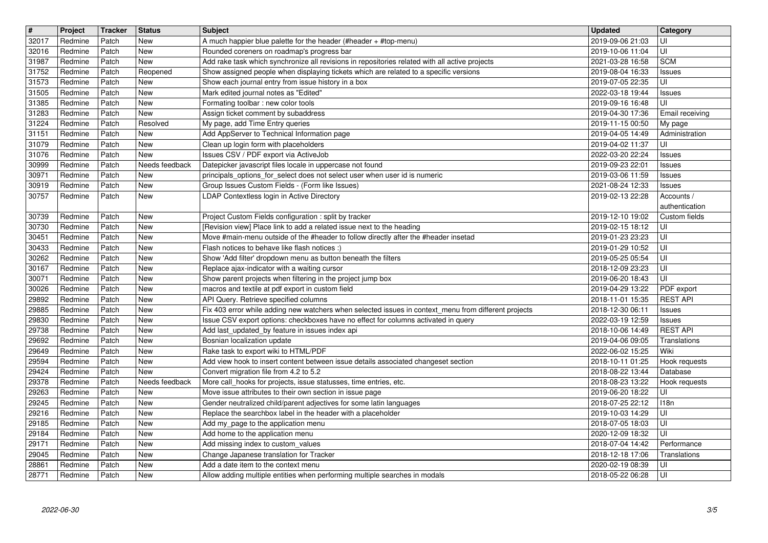| # | Project | Tracker | Status | Subject | Updated | Category |
| --- | --- | --- | --- | --- | --- | --- |
| 32017 | Redmine | Patch | New | A much happier blue palette for the header (#header + #top-menu) | 2019-09-06 21:03 | UI |
| 32016 | Redmine | Patch | New | Rounded coreners on roadmap's progress bar | 2019-10-06 11:04 | UI |
| 31987 | Redmine | Patch | New | Add rake task which synchronize all revisions in repositories related with all active projects | 2021-03-28 16:58 | SCM |
| 31752 | Redmine | Patch | Reopened | Show assigned people when displaying tickets which are related to a specific versions | 2019-08-04 16:33 | Issues |
| 31573 | Redmine | Patch | New | Show each journal entry from issue history in a box | 2019-07-05 22:35 | UI |
| 31505 | Redmine | Patch | New | Mark edited journal notes as "Edited" | 2022-03-18 19:44 | Issues |
| 31385 | Redmine | Patch | New | Formating toolbar : new color tools | 2019-09-16 16:48 | UI |
| 31283 | Redmine | Patch | New | Assign ticket comment by subaddress | 2019-04-30 17:36 | Email receiving |
| 31224 | Redmine | Patch | Resolved | My page, add Time Entry queries | 2019-11-15 00:50 | My page |
| 31151 | Redmine | Patch | New | Add AppServer to Technical Information page | 2019-04-05 14:49 | Administration |
| 31079 | Redmine | Patch | New | Clean up login form with placeholders | 2019-04-02 11:37 | UI |
| 31076 | Redmine | Patch | New | Issues CSV / PDF export via ActiveJob | 2022-03-20 22:24 | Issues |
| 30999 | Redmine | Patch | Needs feedback | Datepicker javascript files locale in uppercase not found | 2019-09-23 22:01 | Issues |
| 30971 | Redmine | Patch | New | principals_options_for_select does not select user when user id is numeric | 2019-03-06 11:59 | Issues |
| 30919 | Redmine | Patch | New | Group Issues Custom Fields - (Form like Issues) | 2021-08-24 12:33 | Issues |
| 30757 | Redmine | Patch | New | LDAP Contextless login in Active Directory | 2019-02-13 22:28 | Accounts / authentication |
| 30739 | Redmine | Patch | New | Project Custom Fields configuration : split by tracker | 2019-12-10 19:02 | Custom fields |
| 30730 | Redmine | Patch | New | [Revision view] Place link to add a related issue next to the heading | 2019-02-15 18:12 | UI |
| 30451 | Redmine | Patch | New | Move #main-menu outside of the #header to follow directly after the #header insetad | 2019-01-23 23:23 | UI |
| 30433 | Redmine | Patch | New | Flash notices to behave like flash notices :) | 2019-01-29 10:52 | UI |
| 30262 | Redmine | Patch | New | Show 'Add filter' dropdown menu as button beneath the filters | 2019-05-25 05:54 | UI |
| 30167 | Redmine | Patch | New | Replace ajax-indicator with a waiting cursor | 2018-12-09 23:23 | UI |
| 30071 | Redmine | Patch | New | Show parent projects when filtering in the project jump box | 2019-06-20 18:43 | UI |
| 30026 | Redmine | Patch | New | macros and textile at pdf export in custom field | 2019-04-29 13:22 | PDF export |
| 29892 | Redmine | Patch | New | API Query. Retrieve specified columns | 2018-11-01 15:35 | REST API |
| 29885 | Redmine | Patch | New | Fix 403 error while adding new watchers when selected issues in context_menu from different projects | 2018-12-30 06:11 | Issues |
| 29830 | Redmine | Patch | New | Issue CSV export options: checkboxes have no effect for columns activated in query | 2022-03-19 12:59 | Issues |
| 29738 | Redmine | Patch | New | Add last_updated_by feature in issues index api | 2018-10-06 14:49 | REST API |
| 29692 | Redmine | Patch | New | Bosnian localization update | 2019-04-06 09:05 | Translations |
| 29649 | Redmine | Patch | New | Rake task to export wiki to HTML/PDF | 2022-06-02 15:25 | Wiki |
| 29594 | Redmine | Patch | New | Add view hook to insert content between issue details associated changeset section | 2018-10-11 01:25 | Hook requests |
| 29424 | Redmine | Patch | New | Convert migration file from 4.2 to 5.2 | 2018-08-22 13:44 | Database |
| 29378 | Redmine | Patch | Needs feedback | More call_hooks for projects, issue statusses, time entries, etc. | 2018-08-23 13:22 | Hook requests |
| 29263 | Redmine | Patch | New | Move issue attributes to their own section in issue page | 2019-06-20 18:22 | UI |
| 29245 | Redmine | Patch | New | Gender neutralized child/parent adjectives for some latin languages | 2018-07-25 22:12 | I18n |
| 29216 | Redmine | Patch | New | Replace the searchbox label in the header with a placeholder | 2019-10-03 14:29 | UI |
| 29185 | Redmine | Patch | New | Add my_page to the application menu | 2018-07-05 18:03 | UI |
| 29184 | Redmine | Patch | New | Add home to the application menu | 2020-12-09 18:32 | UI |
| 29171 | Redmine | Patch | New | Add missing index to custom_values | 2018-07-04 14:42 | Performance |
| 29045 | Redmine | Patch | New | Change Japanese translation for Tracker | 2018-12-18 17:06 | Translations |
| 28861 | Redmine | Patch | New | Add a date item to the context menu | 2020-02-19 08:39 | UI |
| 28771 | Redmine | Patch | New | Allow adding multiple entities when performing multiple searches in modals | 2018-05-22 06:28 | UI |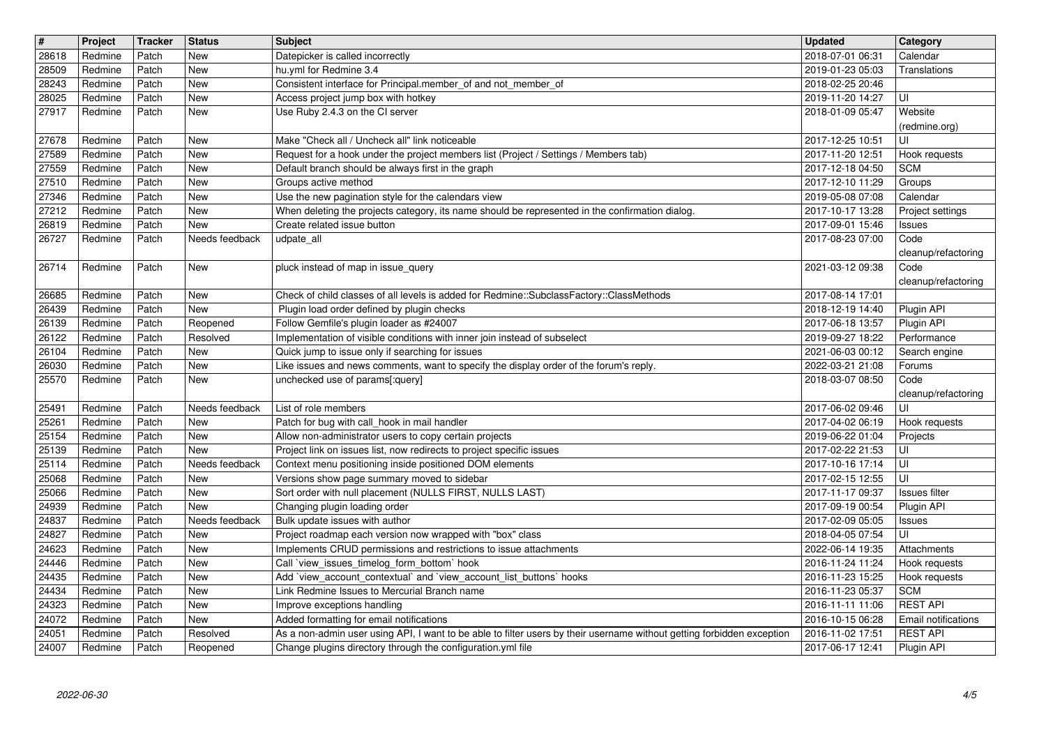| # | Project | Tracker | Status | Subject | Updated | Category |
|---|---|---|---|---|---|---|
| 28618 | Redmine | Patch | New | Datepicker is called incorrectly | 2018-07-01 06:31 | Calendar |
| 28509 | Redmine | Patch | New | hu.yml for Redmine 3.4 | 2019-01-23 05:03 | Translations |
| 28243 | Redmine | Patch | New | Consistent interface for Principal.member_of and not_member_of | 2018-02-25 20:46 | |
| 28025 | Redmine | Patch | New | Access project jump box with hotkey | 2019-11-20 14:27 | UI |
| 27917 | Redmine | Patch | New | Use Ruby 2.4.3 on the CI server | 2018-01-09 05:47 | Website (redmine.org) |
| 27678 | Redmine | Patch | New | Make "Check all / Uncheck all" link noticeable | 2017-12-25 10:51 | UI |
| 27589 | Redmine | Patch | New | Request for a hook under the project members list (Project / Settings / Members tab) | 2017-11-20 12:51 | Hook requests |
| 27559 | Redmine | Patch | New | Default branch should be always first in the graph | 2017-12-18 04:50 | SCM |
| 27510 | Redmine | Patch | New | Groups active method | 2017-12-10 11:29 | Groups |
| 27346 | Redmine | Patch | New | Use the new pagination style for the calendars view | 2019-05-08 07:08 | Calendar |
| 27212 | Redmine | Patch | New | When deleting the projects category, its name should be represented in the confirmation dialog. | 2017-10-17 13:28 | Project settings |
| 26819 | Redmine | Patch | New | Create related issue button | 2017-09-01 15:46 | Issues |
| 26727 | Redmine | Patch | Needs feedback | udpate_all | 2017-08-23 07:00 | Code cleanup/refactoring |
| 26714 | Redmine | Patch | New | pluck instead of map in issue_query | 2021-03-12 09:38 | Code cleanup/refactoring |
| 26685 | Redmine | Patch | New | Check of child classes of all levels is added for Redmine::SubclassFactory::ClassMethods | 2017-08-14 17:01 | |
| 26439 | Redmine | Patch | New | Plugin load order defined by plugin checks | 2018-12-19 14:40 | Plugin API |
| 26139 | Redmine | Patch | Reopened | Follow Gemfile's plugin loader as #24007 | 2017-06-18 13:57 | Plugin API |
| 26122 | Redmine | Patch | Resolved | Implementation of visible conditions with inner join instead of subselect | 2019-09-27 18:22 | Performance |
| 26104 | Redmine | Patch | New | Quick jump to issue only if searching for issues | 2021-06-03 00:12 | Search engine |
| 26030 | Redmine | Patch | New | Like issues and news comments, want to specify the display order of the forum's reply. | 2022-03-21 21:08 | Forums |
| 25570 | Redmine | Patch | New | unchecked use of params[:query] | 2018-03-07 08:50 | Code cleanup/refactoring |
| 25491 | Redmine | Patch | Needs feedback | List of role members | 2017-06-02 09:46 | UI |
| 25261 | Redmine | Patch | New | Patch for bug with call_hook in mail handler | 2017-04-02 06:19 | Hook requests |
| 25154 | Redmine | Patch | New | Allow non-administrator users to copy certain projects | 2019-06-22 01:04 | Projects |
| 25139 | Redmine | Patch | New | Project link on issues list, now redirects to project specific issues | 2017-02-22 21:53 | UI |
| 25114 | Redmine | Patch | Needs feedback | Context menu positioning inside positioned DOM elements | 2017-10-16 17:14 | UI |
| 25068 | Redmine | Patch | New | Versions show page summary moved to sidebar | 2017-02-15 12:55 | UI |
| 25066 | Redmine | Patch | New | Sort order with null placement (NULLS FIRST, NULLS LAST) | 2017-11-17 09:37 | Issues filter |
| 24939 | Redmine | Patch | New | Changing plugin loading order | 2017-09-19 00:54 | Plugin API |
| 24837 | Redmine | Patch | Needs feedback | Bulk update issues with author | 2017-02-09 05:05 | Issues |
| 24827 | Redmine | Patch | New | Project roadmap each version now wrapped with "box" class | 2018-04-05 07:54 | UI |
| 24623 | Redmine | Patch | New | Implements CRUD permissions and restrictions to issue attachments | 2022-06-14 19:35 | Attachments |
| 24446 | Redmine | Patch | New | Call `view_issues_timelog_form_bottom` hook | 2016-11-24 11:24 | Hook requests |
| 24435 | Redmine | Patch | New | Add `view_account_contextual` and `view_account_list_buttons` hooks | 2016-11-23 15:25 | Hook requests |
| 24434 | Redmine | Patch | New | Link Redmine Issues to Mercurial Branch name | 2016-11-23 05:37 | SCM |
| 24323 | Redmine | Patch | New | Improve exceptions handling | 2016-11-11 11:06 | REST API |
| 24072 | Redmine | Patch | New | Added formatting for email notifications | 2016-10-15 06:28 | Email notifications |
| 24051 | Redmine | Patch | Resolved | As a non-admin user using API, I want to be able to filter users by their username without getting forbidden exception | 2016-11-02 17:51 | REST API |
| 24007 | Redmine | Patch | Reopened | Change plugins directory through the configuration.yml file | 2017-06-17 12:41 | Plugin API |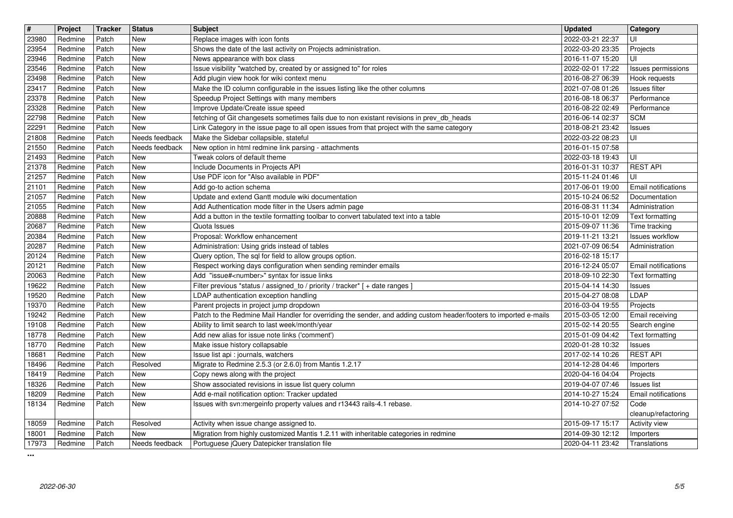| # | Project | Tracker | Status | Subject | Updated | Category |
| --- | --- | --- | --- | --- | --- | --- |
| 23980 | Redmine | Patch | New | Replace images with icon fonts | 2022-03-21 22:37 | UI |
| 23954 | Redmine | Patch | New | Shows the date of the last activity on Projects administration. | 2022-03-20 23:35 | Projects |
| 23946 | Redmine | Patch | New | News appearance with box class | 2016-11-07 15:20 | UI |
| 23546 | Redmine | Patch | New | Issue visibility "watched by, created by or assigned to" for roles | 2022-02-01 17:22 | Issues permissions |
| 23498 | Redmine | Patch | New | Add plugin view hook for wiki context menu | 2016-08-27 06:39 | Hook requests |
| 23417 | Redmine | Patch | New | Make the ID column configurable in the issues listing like the other columns | 2021-07-08 01:26 | Issues filter |
| 23378 | Redmine | Patch | New | Speedup Project Settings with many members | 2016-08-18 06:37 | Performance |
| 23328 | Redmine | Patch | New | Improve Update/Create issue speed | 2016-08-22 02:49 | Performance |
| 22798 | Redmine | Patch | New | fetching of Git changesets sometimes fails due to non existant revisions in prev_db_heads | 2016-06-14 02:37 | SCM |
| 22291 | Redmine | Patch | New | Link Category in the issue page to all open issues from that project with the same category | 2018-08-21 23:42 | Issues |
| 21808 | Redmine | Patch | Needs feedback | Make the Sidebar collapsible, stateful | 2022-03-22 08:23 | UI |
| 21550 | Redmine | Patch | Needs feedback | New option in html redmine link parsing - attachments | 2016-01-15 07:58 | |
| 21493 | Redmine | Patch | New | Tweak colors of default theme | 2022-03-18 19:43 | UI |
| 21378 | Redmine | Patch | New | Include Documents in Projects API | 2016-01-31 10:37 | REST API |
| 21257 | Redmine | Patch | New | Use PDF icon for "Also available in PDF" | 2015-11-24 01:46 | UI |
| 21101 | Redmine | Patch | New | Add go-to action schema | 2017-06-01 19:00 | Email notifications |
| 21057 | Redmine | Patch | New | Update and extend Gantt module wiki documentation | 2015-10-24 06:52 | Documentation |
| 21055 | Redmine | Patch | New | Add Authentication mode filter in the Users admin page | 2016-08-31 11:34 | Administration |
| 20888 | Redmine | Patch | New | Add a button in the textile formatting toolbar to convert tabulated text into a table | 2015-10-01 12:09 | Text formatting |
| 20687 | Redmine | Patch | New | Quota Issues | 2015-09-07 11:36 | Time tracking |
| 20384 | Redmine | Patch | New | Proposal: Workflow enhancement | 2019-11-21 13:21 | Issues workflow |
| 20287 | Redmine | Patch | New | Administration: Using grids instead of tables | 2021-07-09 06:54 | Administration |
| 20124 | Redmine | Patch | New | Query option, The sql for field to allow groups option. | 2016-02-18 15:17 | |
| 20121 | Redmine | Patch | New | Respect working days configuration when sending reminder emails | 2016-12-24 05:07 | Email notifications |
| 20063 | Redmine | Patch | New | Add "issue#<number>" syntax for issue links | 2018-09-10 22:30 | Text formatting |
| 19622 | Redmine | Patch | New | Filter previous *status / assigned_to / priority / tracker* [ + date ranges ] | 2015-04-14 14:30 | Issues |
| 19520 | Redmine | Patch | New | LDAP authentication exception handling | 2015-04-27 08:08 | LDAP |
| 19370 | Redmine | Patch | New | Parent projects in project jump dropdown | 2016-03-04 19:55 | Projects |
| 19242 | Redmine | Patch | New | Patch to the Redmine Mail Handler for overriding the sender, and adding custom header/footers to imported e-mails | 2015-03-05 12:00 | Email receiving |
| 19108 | Redmine | Patch | New | Ability to limit search to last week/month/year | 2015-02-14 20:55 | Search engine |
| 18778 | Redmine | Patch | New | Add new alias for issue note links ('comment') | 2015-01-09 04:42 | Text formatting |
| 18770 | Redmine | Patch | New | Make issue history collapsable | 2020-01-28 10:32 | Issues |
| 18681 | Redmine | Patch | New | Issue list api : journals, watchers | 2017-02-14 10:26 | REST API |
| 18496 | Redmine | Patch | Resolved | Migrate to Redmine 2.5.3 (or 2.6.0) from Mantis 1.2.17 | 2014-12-28 04:46 | Importers |
| 18419 | Redmine | Patch | New | Copy news along with the project | 2020-04-16 04:04 | Projects |
| 18326 | Redmine | Patch | New | Show associated revisions in issue list query column | 2019-04-07 07:46 | Issues list |
| 18209 | Redmine | Patch | New | Add e-mail notification option: Tracker updated | 2014-10-27 15:24 | Email notifications |
| 18134 | Redmine | Patch | New | Issues with svn:mergeinfo property values and r13443 rails-4.1 rebase. | 2014-10-27 07:52 | Code cleanup/refactoring |
| 18059 | Redmine | Patch | Resolved | Activity when issue change assigned to. | 2015-09-17 15:17 | Activity view |
| 18001 | Redmine | Patch | New | Migration from highly customized Mantis 1.2.11 with inheritable categories in redmine | 2014-09-30 12:12 | Importers |
| 17973 | Redmine | Patch | Needs feedback | Portuguese jQuery Datepicker translation file | 2020-04-11 23:42 | Translations |

...